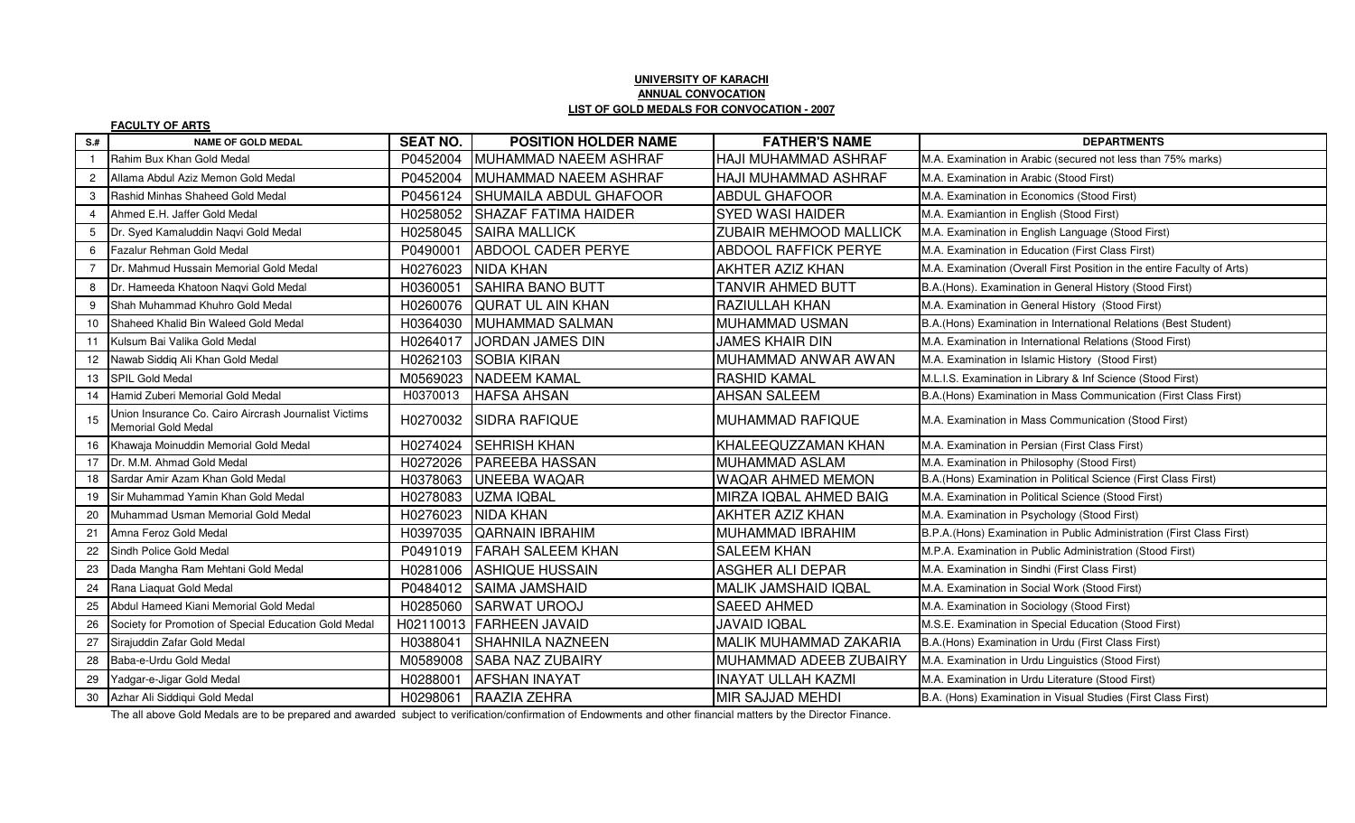**UNIVERSITY OF KARACHI**
**ANNUAL CONVOCATION**
**LIST OF GOLD MEDALS FOR CONVOCATION - 2007**

**FACULTY OF ARTS**

| S.# | NAME OF GOLD MEDAL | SEAT NO. | POSITION HOLDER NAME | FATHER'S NAME | DEPARTMENTS |
|---|---|---|---|---|---|
| 1 | Rahim Bux Khan Gold Medal | P0452004 | MUHAMMAD NAEEM ASHRAF | HAJI MUHAMMAD ASHRAF | M.A. Examination in Arabic (secured not less than 75% marks) |
| 2 | Allama Abdul Aziz Memon Gold Medal | P0452004 | MUHAMMAD NAEEM ASHRAF | HAJI MUHAMMAD ASHRAF | M.A. Examination in Arabic (Stood First) |
| 3 | Rashid Minhas Shaheed Gold Medal | P0456124 | SHUMAILA ABDUL GHAFOOR | ABDUL GHAFOOR | M.A. Examination in Economics (Stood First) |
| 4 | Ahmed E.H. Jaffer Gold Medal | H0258052 | SHAZAF FATIMA HAIDER | SYED WASI HAIDER | M.A. Examiantion in English (Stood First) |
| 5 | Dr. Syed Kamaluddin Naqvi Gold Medal | H0258045 | SAIRA MALLICK | ZUBAIR MEHMOOD MALLICK | M.A. Examination in English Language (Stood First) |
| 6 | Fazalur Rehman Gold Medal | P0490001 | ABDOOL CADER PERYE | ABDOOL RAFFICK PERYE | M.A. Examination in Education (First Class First) |
| 7 | Dr. Mahmud Hussain Memorial Gold Medal | H0276023 | NIDA KHAN | AKHTER AZIZ KHAN | M.A. Examination (Overall First Position in the entire Faculty of Arts) |
| 8 | Dr. Hameeda Khatoon Naqvi Gold Medal | H0360051 | SAHIRA BANO BUTT | TANVIR AHMED BUTT | B.A.(Hons). Examination in General History (Stood First) |
| 9 | Shah Muhammad Khuhro Gold Medal | H0260076 | QURAT UL AIN KHAN | RAZIULLAH KHAN | M.A. Examination in General History (Stood First) |
| 10 | Shaheed Khalid Bin Waleed Gold Medal | H0364030 | MUHAMMAD SALMAN | MUHAMMAD USMAN | B.A.(Hons) Examination in International Relations (Best Student) |
| 11 | Kulsum Bai Valika Gold Medal | H0264017 | JORDAN JAMES DIN | JAMES KHAIR DIN | M.A. Examination in International Relations (Stood First) |
| 12 | Nawab Siddiq Ali Khan Gold Medal | H0262103 | SOBIA KIRAN | MUHAMMAD ANWAR AWAN | M.A. Examination in Islamic History (Stood First) |
| 13 | SPIL Gold Medal | M0569023 | NADEEM KAMAL | RASHID KAMAL | M.L.I.S. Examination in Library & Inf Science (Stood First) |
| 14 | Hamid Zuberi Memorial Gold Medal | H0370013 | HAFSA AHSAN | AHSAN SALEEM | B.A.(Hons) Examination in Mass Communication (First Class First) |
| 15 | Union Insurance Co. Cairo Aircrash Journalist Victims Memorial Gold Medal | H0270032 | SIDRA RAFIQUE | MUHAMMAD RAFIQUE | M.A. Examination in Mass Communication (Stood First) |
| 16 | Khawaja Moinuddin Memorial Gold Medal | H0274024 | SEHRISH KHAN | KHALEEQUZZAMAN KHAN | M.A. Examination in Persian (First Class First) |
| 17 | Dr. M.M. Ahmad Gold Medal | H0272026 | PAREEBA HASSAN | MUHAMMAD ASLAM | M.A. Examination in Philosophy (Stood First) |
| 18 | Sardar Amir Azam Khan Gold Medal | H0378063 | UNEEBA WAQAR | WAQAR AHMED MEMON | B.A.(Hons) Examination in Political Science (First Class First) |
| 19 | Sir Muhammad Yamin Khan Gold Medal | H0278083 | UZMA IQBAL | MIRZA IQBAL AHMED BAIG | M.A. Examination in Political Science (Stood First) |
| 20 | Muhammad Usman Memorial Gold Medal | H0276023 | NIDA KHAN | AKHTER AZIZ KHAN | M.A. Examination in Psychology (Stood First) |
| 21 | Amna Feroz Gold Medal | H0397035 | QARNAIN IBRAHIM | MUHAMMAD IBRAHIM | B.P.A.(Hons) Examination in Public Administration (First Class First) |
| 22 | Sindh Police Gold Medal | P0491019 | FARAH SALEEM KHAN | SALEEM KHAN | M.P.A. Examination in Public Administration (Stood First) |
| 23 | Dada Mangha Ram Mehtani Gold Medal | H0281006 | ASHIQUE HUSSAIN | ASGHER ALI DEPAR | M.A. Examination in Sindhi (First Class First) |
| 24 | Rana Liaquat Gold Medal | P0484012 | SAIMA JAMSHAID | MALIK JAMSHAID IQBAL | M.A. Examination in Social Work (Stood First) |
| 25 | Abdul Hameed Kiani Memorial Gold Medal | H0285060 | SARWAT UROOJ | SAEED AHMED | M.A. Examination in Sociology (Stood First) |
| 26 | Society for Promotion of Special Education Gold Medal | H02110013 | FARHEEN JAVAID | JAVAID IQBAL | M.S.E. Examination in Special Education (Stood First) |
| 27 | Sirajuddin Zafar Gold Medal | H0388041 | SHAHNILA NAZNEEN | MALIK MUHAMMAD ZAKARIA | B.A.(Hons) Examination in Urdu (First Class First) |
| 28 | Baba-e-Urdu Gold Medal | M0589008 | SABA NAZ ZUBAIRY | MUHAMMAD ADEEB ZUBAIRY | M.A. Examination in Urdu Linguistics (Stood First) |
| 29 | Yadgar-e-Jigar Gold Medal | H0288001 | AFSHAN INAYAT | INAYAT ULLAH KAZMI | M.A. Examination in Urdu Literature (Stood First) |
| 30 | Azhar Ali Siddiqui Gold Medal | H0298061 | RAAZIA ZEHRA | MIR SAJJAD MEHDI | B.A. (Hons) Examination in Visual Studies (First Class First) |

The all above Gold Medals are to be prepared and awarded subject to verification/confirmation of Endowments and other financial matters by the Director Finance.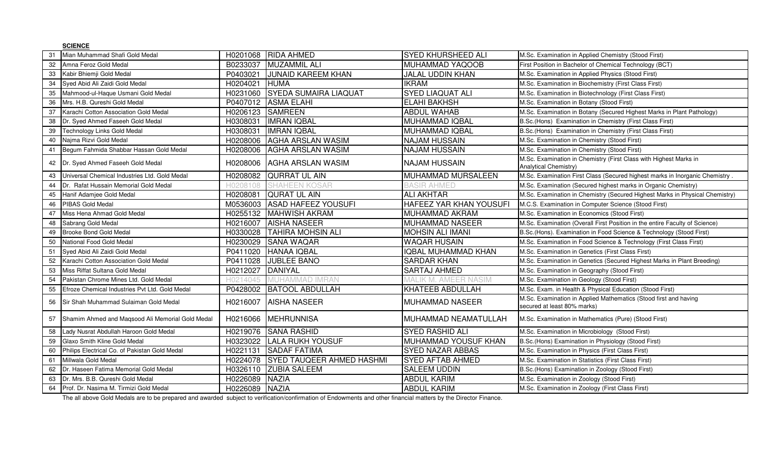**SCIENCE**

| | | | | | |
|---|---|---|---|---|---|
| 31 | Mian Muhammad Shafi Gold Medal | H0201068 | RIDA AHMED | SYED KHURSHEED ALI | M.Sc. Examination in Applied Chemistry (Stood First) |
| 32 | Amna Feroz Gold Medal | B0233037 | MUZAMMIL ALI | MUHAMMAD YAQOOB | First Position in Bachelor of Chemical Technology (BCT) |
| 33 | Kabir Bhiemji Gold Medal | P0403021 | JUNAID KAREEM KHAN | JALAL UDDIN KHAN | M.Sc. Examination in Applied Physics (Stood First) |
| 34 | Syed Abid Ali Zaidi Gold Medal | H0204021 | HUMA | IKRAM | M.Sc. Examination in Biochemistry (First Class First) |
| 35 | Mahmood-ul-Haque Usmani Gold Medal | H0231060 | SYEDA SUMAIRA LIAQUAT | SYED LIAQUAT ALI | M.Sc. Examination in Biotechnology (First Class First) |
| 36 | Mrs. H.B. Qureshi Gold Medal | P0407012 | ASMA ELAHI | ELAHI BAKHSH | M.Sc. Examination in Botany (Stood First) |
| 37 | Karachi Cotton Association Gold Medal | H0206123 | SAMREEN | ABDUL WAHAB | M.Sc. Examination in Botany (Secured Highest Marks in Plant Pathology) |
| 38 | Dr. Syed Ahmed Faseeh Gold Medal | H0308031 | IMRAN IQBAL | MUHAMMAD IQBAL | B.Sc.(Hons) Examination in Chemistry (First Class First) |
| 39 | Technology Links Gold Medal | H0308031 | IMRAN IQBAL | MUHAMMAD IQBAL | B.Sc.(Hons) Examination in Chemistry (First Class First) |
| 40 | Najma Rizvi Gold Medal | H0208006 | AGHA ARSLAN WASIM | NAJAM HUSSAIN | M.Sc. Examination in Chemistry (Stood First) |
| 41 | Begum Fahmida Shabbar Hassan Gold Medal | H0208006 | AGHA ARSLAN WASIM | NAJAM HUSSAIN | M.Sc. Examination in Chemistry (Stood First) |
| 42 | Dr. Syed Ahmed Faseeh Gold Medal | H0208006 | AGHA ARSLAN WASIM | NAJAM HUSSAIN | M.Sc. Examination in Chemistry (First Class with Highest Marks in Analytical Chemistry) |
| 43 | Universal Chemical Industries Ltd. Gold Medal | H0208082 | QURRAT UL AIN | MUHAMMAD MURSALEEN | M.Sc. Examination First Class (Secured highest marks in Inorganic Chemistry . |
| 44 | Dr. Rafat Hussain Memorial Gold Medal | H0208108 | SHAHEEN KOSAR | BASIR AHMED | M.Sc. Examination (Secured highest marks in Organic Chemistry) |
| 45 | Hanif Adamjee Gold Medal | H0208081 | QURAT UL AIN | ALI AKHTAR | M.Sc. Examination in Chemistry (Secured Highest Marks in Physical Chemistry) |
| 46 | PIBAS Gold Medal | M0536003 | ASAD HAFEEZ YOUSUFI | HAFEEZ YAR KHAN YOUSUFI | M.C.S. Examination in Computer Science (Stood First) |
| 47 | Miss Hena Ahmad Gold Medal | H0255132 | MAHWISH AKRAM | MUHAMMAD AKRAM | M.Sc. Examination in Economics (Stood First) |
| 48 | Sabrang Gold Medal | H0216007 | AISHA NASEER | MUHAMMAD NASEER | M.Sc. Examination (Overall First Position in the entire Faculty of Science) |
| 49 | Brooke Bond Gold Medal | H0330028 | TAHIRA MOHSIN ALI | MOHSIN ALI IMANI | B.Sc.(Hons). Examination in Food Science & Technology (Stood First) |
| 50 | National Food Gold Medal | H0230029 | SANA WAQAR | WAQAR HUSAIN | M.Sc. Examination in Food Science & Technology (First Class First) |
| 51 | Syed Abid Ali Zaidi Gold Medal | P0411020 | HANAA IQBAL | IQBAL MUHAMMAD KHAN | M.Sc. Examination in Genetics (First Class First) |
| 52 | Karachi Cotton Association Gold Medal | P0411028 | JUBLEE BANO | SARDAR KHAN | M.Sc. Examination in Genetics (Secured Highest Marks in Plant Breeding) |
| 53 | Miss Riffat Sultana Gold Medal | H0212027 | DANIYAL | SARTAJ AHMED | M.Sc. Examination in Geography (Stood First) |
| 54 | Pakistan Chrome Mines Ltd. Gold Medal | H0214045 | MUHAMMAD IMRAN | MALIK M. AMEER NASIM | M.Sc. Examination in Geology (Stood First) |
| 55 | Efroze Chemical Industries Pvt Ltd. Gold Medal | P0428002 | BATOOL ABDULLAH | KHATEEB ABDULLAH | M.Sc. Exam. in Health & Physical Education (Stood First) |
| 56 | Sir Shah Muhammad Sulaiman Gold Medal | H0216007 | AISHA NASEER | MUHAMMAD NASEER | M.Sc. Examination in Applied Mathematics (Stood first and having secured at least 80% marks) |
| 57 | Shamim Ahmed and Maqsood Ali Memorial Gold Medal | H0216066 | MEHRUNNISA | MUHAMMAD NEAMATULLAH | M.Sc. Examination in Mathematics (Pure) (Stood First) |
| 58 | Lady Nusrat Abdullah Haroon Gold Medal | H0219076 | SANA RASHID | SYED RASHID ALI | M.Sc. Examination in Microbiology (Stood First) |
| 59 | Glaxo Smith Kline Gold Medal | H0323022 | LALA RUKH YOUSUF | MUHAMMAD YOUSUF KHAN | B.Sc.(Hons) Examination in Physiology (Stood First) |
| 60 | Philips Electrical Co. of Pakistan Gold Medal | H0221131 | SADAF FATIMA | SYED NAZAR ABBAS | M.Sc. Examination in Physics (First Class First) |
| 61 | Millwala Gold Medal | H0224078 | SYED TAUQEER AHMED HASHMI | SYED AFTAB AHMED | M.Sc. Examination in Statistics (First Class First) |
| 62 | Dr. Haseen Fatima Memorial Gold Medal | H0326110 | ZUBIA SALEEM | SALEEM UDDIN | B.Sc.(Hons) Examination in Zoology (Stood First) |
| 63 | Dr. Mrs. B.B. Qureshi Gold Medal | H0226089 | NAZIA | ABDUL KARIM | M.Sc. Examination in Zoology (Stood First) |
| 64 | Prof. Dr. Nasima M. Tirmizi Gold Medal | H0226089 | NAZIA | ABDUL KARIM | M.Sc. Examination in Zoology (First Class First) |

The all above Gold Medals are to be prepared and awarded subject to verification/confirmation of Endowments and other financial matters by the Director Finance.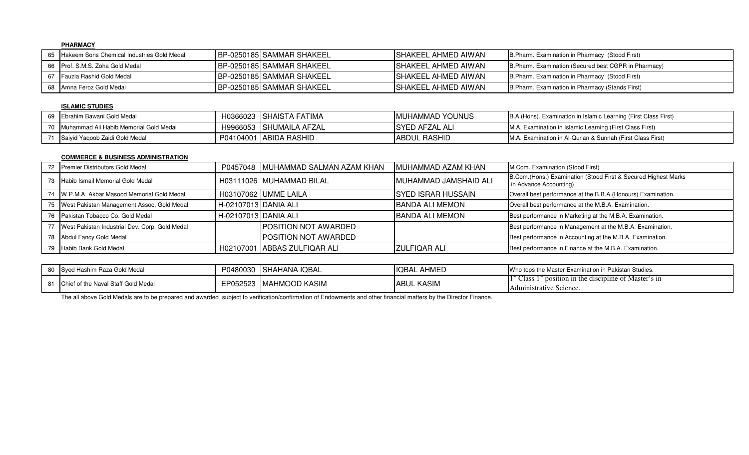**PHARMACY**

| | | | | | |
|---|---|---|---|---|---|
| 65 | Hakeem Sons Chemical Industries Gold Medal | BP-0250185 | SAMMAR SHAKEEL | SHAKEEL AHMED AIWAN | B.Pharm. Examination in Pharmacy (Stood First) |
| 66 | Prof. S.M.S. Zoha Gold Medal | BP-0250185 | SAMMAR SHAKEEL | SHAKEEL AHMED AIWAN | B.Pharm. Examination (Secured best CGPR in Pharmacy) |
| 67 | Fauzia Rashid Gold Medal | BP-0250185 | SAMMAR SHAKEEL | SHAKEEL AHMED AIWAN | B.Pharm. Examination in Pharmacy (Stood First) |
| 68 | Amna Feroz Gold Medal | BP-0250185 | SAMMAR SHAKEEL | SHAKEEL AHMED AIWAN | B.Pharm. Examination in Pharmacy (Stands First) |

**ISLAMIC STUDIES**

| | | | | | |
|---|---|---|---|---|---|
| 69 | Ebrahim Bawani Gold Medal | H0366023 | SHAISTA FATIMA | MUHAMMAD YOUNUS | B.A.(Hons). Examination in Islamic Learning (First Class First) |
| 70 | Muhammad Ali Habib Memorial Gold Medal | H9966053 | SHUMAILA AFZAL | SYED AFZAL ALI | M.A. Examination in Islamic Learning (First Class First) |
| 71 | Saiyid Yaqoob Zaidi Gold Medal | P04104001 | ABIDA RASHID | ABDUL RASHID | M.A. Examination in Al-Qur'an & Sunnah (First Class First) |

**COMMERCE & BUSINESS ADMINISTRATION**

| | | | | | |
|---|---|---|---|---|---|
| 72 | Premier Distributors Gold Medal | P0457048 | MUHAMMAD SALMAN AZAM KHAN | MUHAMMAD AZAM KHAN | M.Com. Examination (Stood First) |
| 73 | Habib Ismail Memorial Gold Medal | H03111026 | MUHAMMAD BILAL | MUHAMMAD JAMSHAID ALI | B.Com.(Hons.) Examination (Stood First & Secured Highest Marks in Advance Accounting) |
| 74 | W.P.M.A. Akbar Masood Memorial Gold Medal | H03107062 | UMME LAILA | SYED ISRAR HUSSAIN | Overall best performance at the B.B.A.(Honours) Examination. |
| 75 | West Pakistan Management Assoc. Gold Medal | H-02107013 | DANIA ALI | BANDA ALI MEMON | Overall best performance at the M.B.A. Examination. |
| 76 | Pakistan Tobacco Co. Gold Medal | H-02107013 | DANIA ALI | BANDA ALI MEMON | Best performance in Marketing at the M.B.A. Examination. |
| 77 | West Pakistan Industrial Dev. Corp. Gold Medal | | POSITION NOT AWARDED | | Best performance in Management at the M.B.A. Examination. |
| 78 | Abdul Fancy Gold Medal | | POSITION NOT AWARDED | | Best performance in Accounting at the M.B.A. Examination. |
| 79 | Habib Bank Gold Medal | H02107001 | ABBAS ZULFIQAR ALI | ZULFIQAR ALI | Best performance in Finance at the M.B.A. Examination. |

| | | | | | |
|---|---|---|---|---|---|
| 80 | Syed Hashim Raza Gold Medal | P0480030 | SHAHANA IQBAL | IQBAL AHMED | Who tops the Master Examination in Pakistan Studies. |
| 81 | Chief of the Naval Staff Gold Medal | EP052523 | MAHMOOD KASIM | ABUL KASIM | 1st Class 1st position in the discipline of Master's in Administrative Science. |

The all above Gold Medals are to be prepared and awarded subject to verification/confirmation of Endowments and other financial matters by the Director Finance.